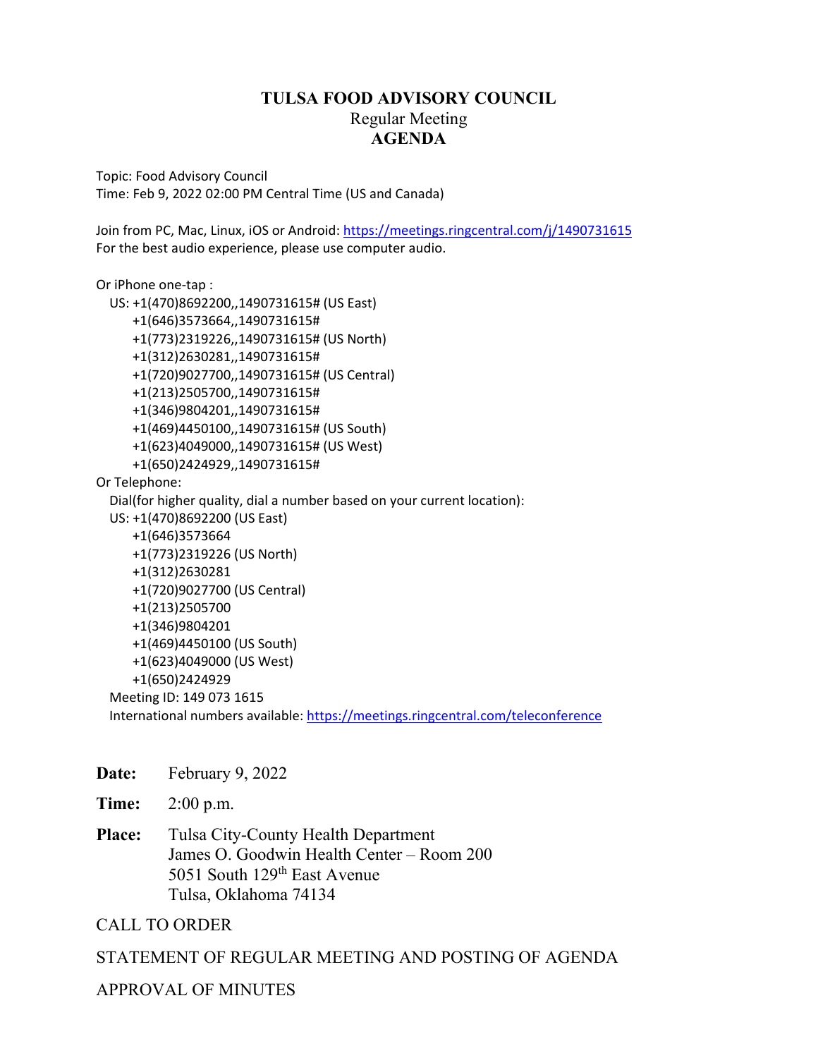# TULSA FOOD ADVISORY COUNCIL

Regular Meeting

**AGENDA**

Topic: Food Advisory Council
Time: Feb 9, 2022 02:00 PM Central Time (US and Canada)

Join from PC, Mac, Linux, iOS or Android: https://meetings.ringcentral.com/j/1490731615
For the best audio experience, please use computer audio.

Or iPhone one-tap :
US: +1(470)8692200,,1490731615# (US East)
+1(646)3573664,,1490731615#
+1(773)2319226,,1490731615# (US North)
+1(312)2630281,,1490731615#
+1(720)9027700,,1490731615# (US Central)
+1(213)2505700,,1490731615#
+1(346)9804201,,1490731615#
+1(469)4450100,,1490731615# (US South)
+1(623)4049000,,1490731615# (US West)
+1(650)2424929,,1490731615#

Or Telephone:
Dial(for higher quality, dial a number based on your current location):
US: +1(470)8692200 (US East)
+1(646)3573664
+1(773)2319226 (US North)
+1(312)2630281
+1(720)9027700 (US Central)
+1(213)2505700
+1(346)9804201
+1(469)4450100 (US South)
+1(623)4049000 (US West)
+1(650)2424929
Meeting ID: 149 073 1615
International numbers available: https://meetings.ringcentral.com/teleconference

**Date:** February 9, 2022

**Time:** 2:00 p.m.

**Place:** Tulsa City-County Health Department
James O. Goodwin Health Center – Room 200
5051 South 129th East Avenue
Tulsa, Oklahoma 74134

CALL TO ORDER

STATEMENT OF REGULAR MEETING AND POSTING OF AGENDA

APPROVAL OF MINUTES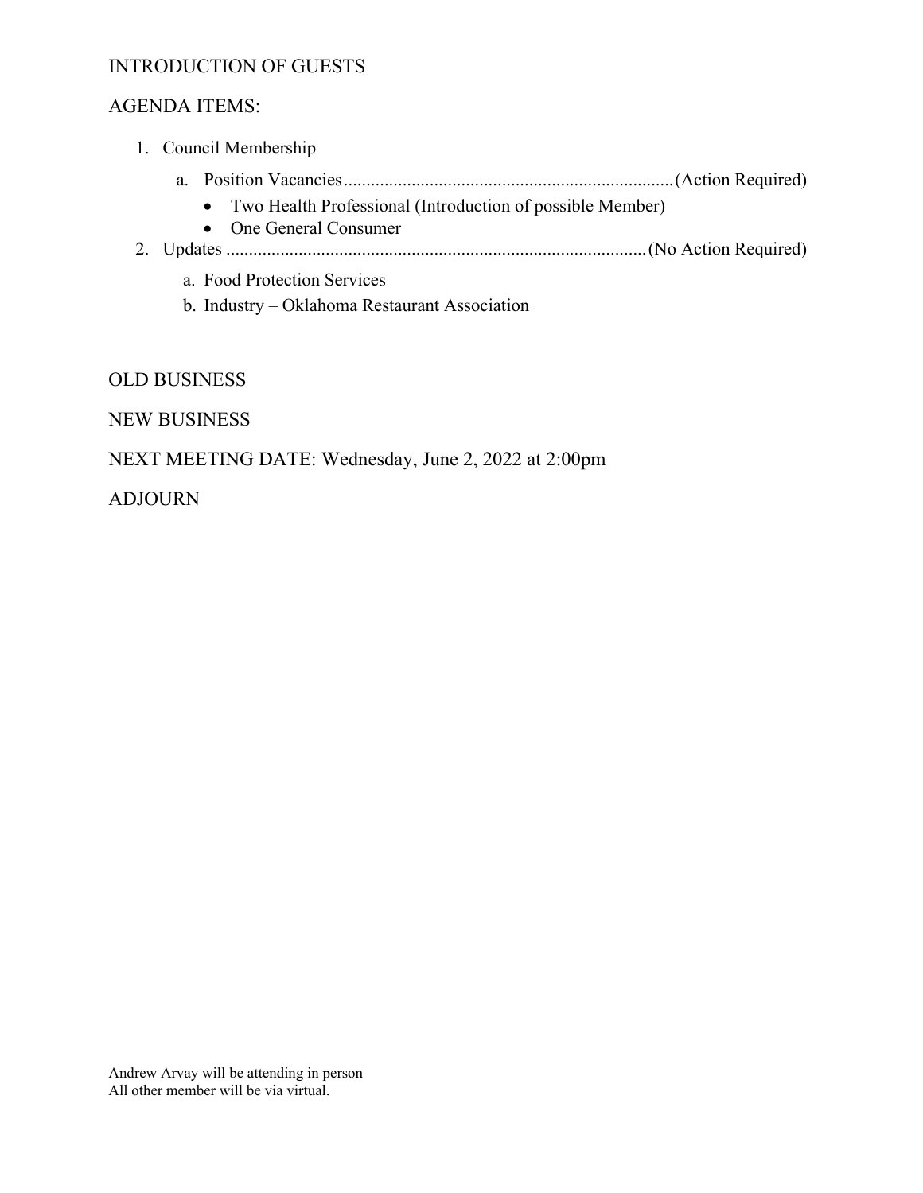## INTRODUCTION OF GUESTS

## AGENDA ITEMS:

1. Council Membership
   a. Position Vacancies........................................................................(Action Required)
      - Two Health Professional (Introduction of possible Member)
      - One General Consumer
2. Updates ............................................................................................(No Action Required)
   a. Food Protection Services
   b. Industry – Oklahoma Restaurant Association

## OLD BUSINESS

## NEW BUSINESS

## NEXT MEETING DATE: Wednesday, June 2, 2022 at 2:00pm

## ADJOURN

Andrew Arvay will be attending in person
All other member will be via virtual.